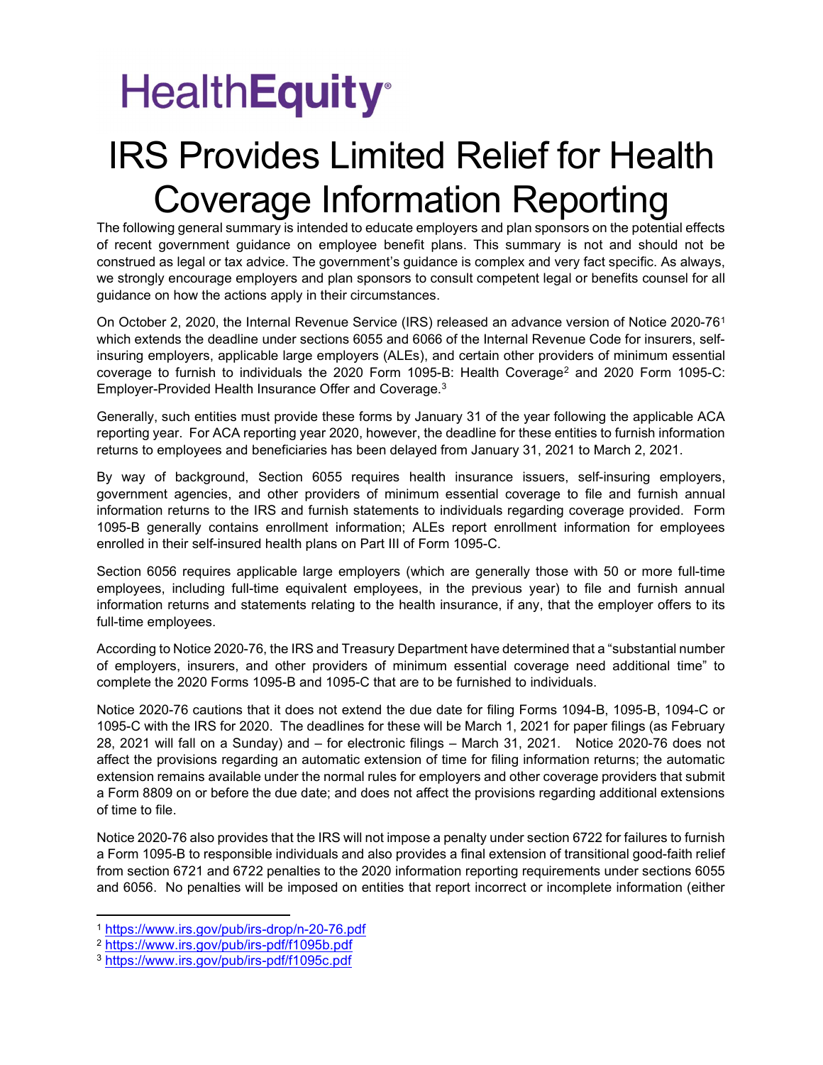HealthEquity

# IRS Provides Limited Relief for Health Coverage Information Reporting

The following general summary is intended to educate employers and plan sponsors on the potential effects of recent government guidance on employee benefit plans. This summary is not and should not be construed as legal or tax advice. The government's guidance is complex and very fact specific. As always, we strongly encourage employers and plan sponsors to consult competent legal or benefits counsel for all guidance on how the actions apply in their circumstances.

On October 2, 2020, the Internal Revenue Service (IRS) released an advance version of Notice 2020-76[1] which extends the deadline under sections 6055 and 6066 of the Internal Revenue Code for insurers, self-insuring employers, applicable large employers (ALEs), and certain other providers of minimum essential coverage to furnish to individuals the 2020 Form 1095-B: Health Coverage[2] and 2020 Form 1095-C: Employer-Provided Health Insurance Offer and Coverage.[3]

Generally, such entities must provide these forms by January 31 of the year following the applicable ACA reporting year. For ACA reporting year 2020, however, the deadline for these entities to furnish information returns to employees and beneficiaries has been delayed from January 31, 2021 to March 2, 2021.

By way of background, Section 6055 requires health insurance issuers, self-insuring employers, government agencies, and other providers of minimum essential coverage to file and furnish annual information returns to the IRS and furnish statements to individuals regarding coverage provided. Form 1095-B generally contains enrollment information; ALEs report enrollment information for employees enrolled in their self-insured health plans on Part III of Form 1095-C.

Section 6056 requires applicable large employers (which are generally those with 50 or more full-time employees, including full-time equivalent employees, in the previous year) to file and furnish annual information returns and statements relating to the health insurance, if any, that the employer offers to its full-time employees.

According to Notice 2020-76, the IRS and Treasury Department have determined that a "substantial number of employers, insurers, and other providers of minimum essential coverage need additional time" to complete the 2020 Forms 1095-B and 1095-C that are to be furnished to individuals.

Notice 2020-76 cautions that it does not extend the due date for filing Forms 1094-B, 1095-B, 1094-C or 1095-C with the IRS for 2020. The deadlines for these will be March 1, 2021 for paper filings (as February 28, 2021 will fall on a Sunday) and – for electronic filings – March 31, 2021. Notice 2020-76 does not affect the provisions regarding an automatic extension of time for filing information returns; the automatic extension remains available under the normal rules for employers and other coverage providers that submit a Form 8809 on or before the due date; and does not affect the provisions regarding additional extensions of time to file.

Notice 2020-76 also provides that the IRS will not impose a penalty under section 6722 for failures to furnish a Form 1095-B to responsible individuals and also provides a final extension of transitional good-faith relief from section 6721 and 6722 penalties to the 2020 information reporting requirements under sections 6055 and 6056. No penalties will be imposed on entities that report incorrect or incomplete information (either

---

[1] https://www.irs.gov/pub/irs-drop/n-20-76.pdf

[2] https://www.irs.gov/pub/irs-pdf/f1095b.pdf

[3] https://www.irs.gov/pub/irs-pdf/f1095c.pdf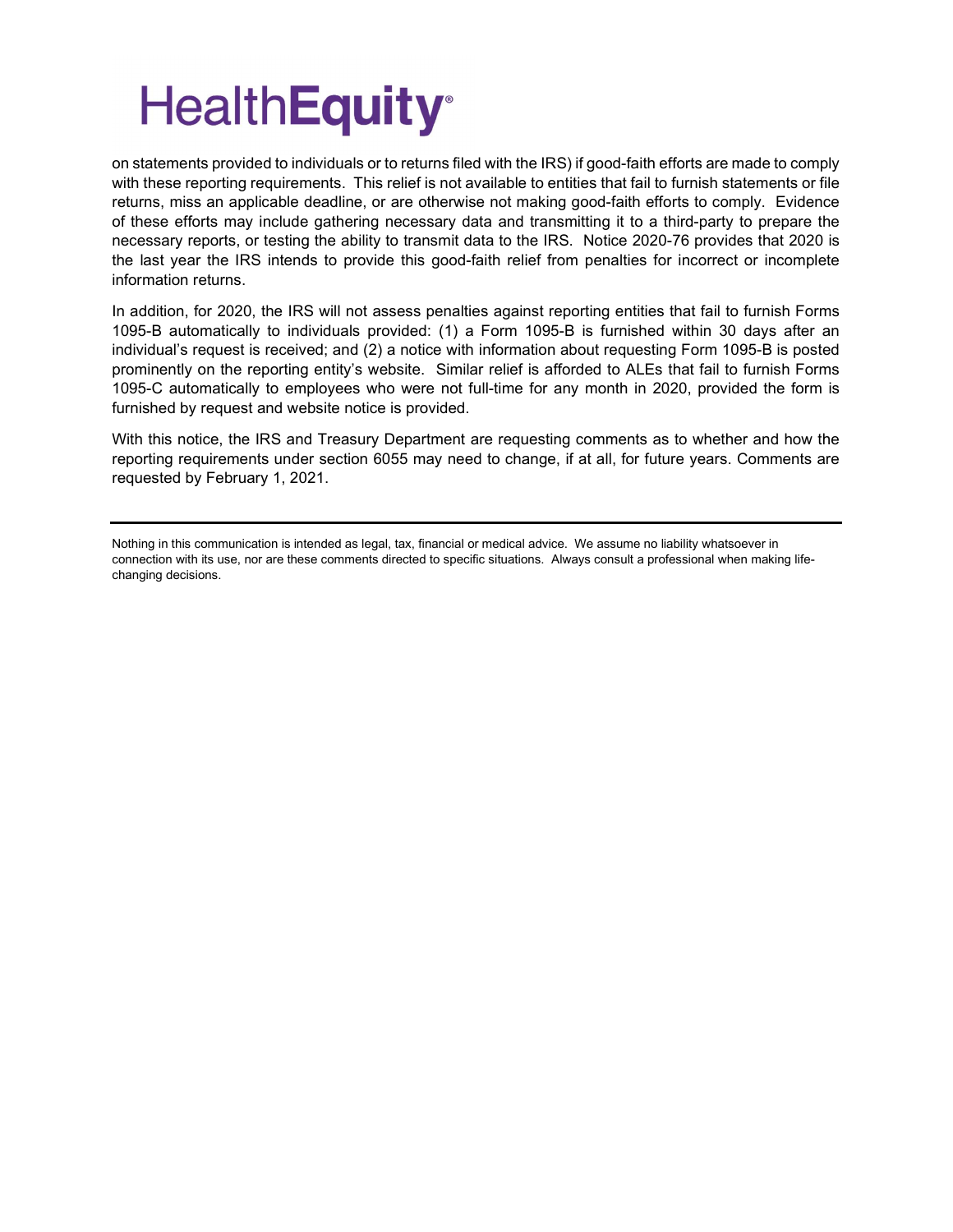on statements provided to individuals or to returns filed with the IRS) if good-faith efforts are made to comply with these reporting requirements. This relief is not available to entities that fail to furnish statements or file returns, miss an applicable deadline, or are otherwise not making good-faith efforts to comply. Evidence of these efforts may include gathering necessary data and transmitting it to a third-party to prepare the necessary reports, or testing the ability to transmit data to the IRS. Notice 2020-76 provides that 2020 is the last year the IRS intends to provide this good-faith relief from penalties for incorrect or incomplete information returns.

In addition, for 2020, the IRS will not assess penalties against reporting entities that fail to furnish Forms 1095-B automatically to individuals provided: (1) a Form 1095-B is furnished within 30 days after an individual's request is received; and (2) a notice with information about requesting Form 1095-B is posted prominently on the reporting entity's website. Similar relief is afforded to ALEs that fail to furnish Forms 1095-C automatically to employees who were not full-time for any month in 2020, provided the form is furnished by request and website notice is provided.

With this notice, the IRS and Treasury Department are requesting comments as to whether and how the reporting requirements under section 6055 may need to change, if at all, for future years. Comments are requested by February 1, 2021.

---

Nothing in this communication is intended as legal, tax, financial or medical advice. We assume no liability whatsoever in connection with its use, nor are these comments directed to specific situations. Always consult a professional when making life-changing decisions.